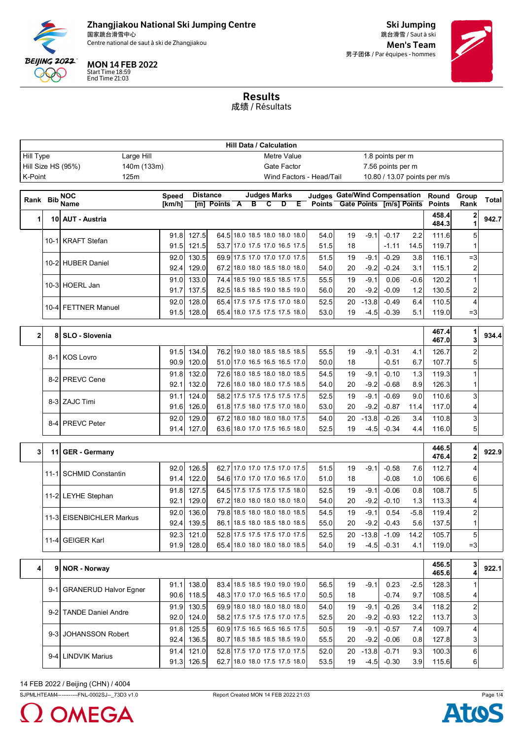# Zhangjiakou National Ski Jumping Centre
国家跳台滑雪中心
Centre national de saut à ski de Zhangjiakou

**MON 14 FEB 2022**
Start Time 18:59
End Time 21:03

**Ski Jumping**
跳台滑雪 / Saut à ski
**Men's Team**
男子团体 / Par équipes - hommes

## Results
成绩 / Résultats

| Hill Data / Calculation | | | |
|---|---|---|---|
| Hill Type | Large Hill | Metre Value | 1.8 points per m |
| Hill Size HS (95%) | 140m (133m) | Gate Factor | 7.56 points per m |
| K-Point | 125m | Wind Factors - Head/Tail | 10.80 / 13.07 points per m/s |

| Rank | Bib | NOC Name | Speed [km/h] | Distance [m] | Distance Points | A | B | C | D | E | Judges Points | Gate | Gate Points | [m/s] | Wind Points | Round Points | Group Rank | Total |
|---|---|---|---|---|---|---|---|---|---|---|---|---|---|---|---|---|---|---|
| 1 | 10 | AUT - Austria | | | | | | | | | | | | | | 458.4 | 2 | 942.7 |
| | | | | | | | | | | | | | | | | 484.3 | 1 | |
| | 10-1 | KRAFT Stefan | 91.8 | 127.5 | 64.5 | 18.0 | 18.5 | 18.0 | 18.0 | 18.0 | 54.0 | 19 | -9.1 | -0.17 | 2.2 | 111.6 | 5 | |
| | | | 91.5 | 121.5 | 53.7 | 17.0 | 17.5 | 17.0 | 16.5 | 17.5 | 51.5 | 18 | | -1.11 | 14.5 | 119.7 | 1 | |
| | 10-2 | HUBER Daniel | 92.0 | 130.5 | 69.9 | 17.5 | 17.0 | 17.0 | 17.0 | 17.5 | 51.5 | 19 | -9.1 | -0.29 | 3.8 | 116.1 | =3 | |
| | | | 92.4 | 129.0 | 67.2 | 18.0 | 18.0 | 18.5 | 18.0 | 18.0 | 54.0 | 20 | -9.2 | -0.24 | 3.1 | 115.1 | 2 | |
| | 10-3 | HOERL Jan | 91.0 | 133.0 | 74.4 | 18.5 | 19.0 | 18.5 | 18.5 | 17.5 | 55.5 | 19 | -9.1 | 0.06 | -0.6 | 120.2 | 1 | |
| | | | 91.7 | 137.5 | 82.5 | 18.5 | 18.5 | 19.0 | 18.5 | 19.0 | 56.0 | 20 | -9.2 | -0.09 | 1.2 | 130.5 | 2 | |
| | 10-4 | FETTNER Manuel | 92.0 | 128.0 | 65.4 | 17.5 | 17.5 | 17.5 | 17.0 | 18.0 | 52.5 | 20 | -13.8 | -0.49 | 6.4 | 110.5 | 4 | |
| | | | 91.5 | 128.0 | 65.4 | 18.0 | 17.5 | 17.5 | 17.5 | 18.0 | 53.0 | 19 | -4.5 | -0.39 | 5.1 | 119.0 | =3 | |
| 2 | 8 | SLO - Slovenia | | | | | | | | | | | | | | 467.4 | 1 | 934.4 |
| | | | | | | | | | | | | | | | | 467.0 | 3 | |
| | 8-1 | KOS Lovro | 91.5 | 134.0 | 76.2 | 19.0 | 18.0 | 18.5 | 18.5 | 18.5 | 55.5 | 19 | -9.1 | -0.31 | 4.1 | 126.7 | 2 | |
| | | | 90.9 | 120.0 | 51.0 | 17.0 | 16.5 | 16.5 | 16.5 | 17.0 | 50.0 | 18 | | -0.51 | 6.7 | 107.7 | 5 | |
| | 8-2 | PREVC Cene | 91.8 | 132.0 | 72.6 | 18.0 | 18.5 | 18.0 | 18.0 | 18.5 | 54.5 | 19 | -9.1 | -0.10 | 1.3 | 119.3 | 1 | |
| | | | 92.1 | 132.0 | 72.6 | 18.0 | 18.0 | 18.0 | 17.5 | 18.5 | 54.0 | 20 | -9.2 | -0.68 | 8.9 | 126.3 | 1 | |
| | 8-3 | ZAJC Timi | 91.1 | 124.0 | 58.2 | 17.5 | 17.5 | 17.5 | 17.5 | 17.5 | 52.5 | 19 | -9.1 | -0.69 | 9.0 | 110.6 | 3 | |
| | | | 91.6 | 126.0 | 61.8 | 17.5 | 18.0 | 17.5 | 17.0 | 18.0 | 53.0 | 20 | -9.2 | -0.87 | 11.4 | 117.0 | 4 | |
| | 8-4 | PREVC Peter | 92.0 | 129.0 | 67.2 | 18.0 | 18.0 | 18.0 | 18.0 | 17.5 | 54.0 | 20 | -13.8 | -0.26 | 3.4 | 110.8 | 3 | |
| | | | 91.4 | 127.0 | 63.6 | 18.0 | 17.0 | 17.5 | 16.5 | 18.0 | 52.5 | 19 | -4.5 | -0.34 | 4.4 | 116.0 | 5 | |
| 3 | 11 | GER - Germany | | | | | | | | | | | | | | 446.5 | 4 | 922.9 |
| | | | | | | | | | | | | | | | | 476.4 | 2 | |
| | 11-1 | SCHMID Constantin | 92.0 | 126.5 | 62.7 | 17.0 | 17.0 | 17.5 | 17.0 | 17.5 | 51.5 | 19 | -9.1 | -0.58 | 7.6 | 112.7 | 4 | |
| | | | 91.4 | 122.0 | 54.6 | 17.0 | 17.0 | 17.0 | 16.5 | 17.0 | 51.0 | 18 | | -0.08 | 1.0 | 106.6 | 6 | |
| | 11-2 | LEYHE Stephan | 91.8 | 127.5 | 64.5 | 17.5 | 17.5 | 17.5 | 17.5 | 18.0 | 52.5 | 19 | -9.1 | -0.06 | 0.8 | 108.7 | 5 | |
| | | | 92.1 | 129.0 | 67.2 | 18.0 | 18.0 | 18.0 | 18.0 | 18.0 | 54.0 | 20 | -9.2 | -0.10 | 1.3 | 113.3 | 4 | |
| | 11-3 | EISENBICHLER Markus | 92.0 | 136.0 | 79.8 | 18.5 | 18.0 | 18.0 | 18.0 | 18.5 | 54.5 | 19 | -9.1 | 0.54 | -5.8 | 119.4 | 2 | |
| | | | 92.4 | 139.5 | 86.1 | 18.5 | 18.0 | 18.5 | 18.0 | 18.5 | 55.0 | 20 | -9.2 | -0.43 | 5.6 | 137.5 | 1 | |
| | 11-4 | GEIGER Karl | 92.3 | 121.0 | 52.8 | 17.5 | 17.5 | 17.5 | 17.0 | 17.5 | 52.5 | 20 | -13.8 | -1.09 | 14.2 | 105.7 | 5 | |
| | | | 91.9 | 128.0 | 65.4 | 18.0 | 18.0 | 18.0 | 18.0 | 18.5 | 54.0 | 19 | -4.5 | -0.31 | 4.1 | 119.0 | =3 | |
| 4 | 9 | NOR - Norway | | | | | | | | | | | | | | 456.5 | 3 | 922.1 |
| | | | | | | | | | | | | | | | | 465.6 | 4 | |
| | 9-1 | GRANERUD Halvor Egner | 91.1 | 138.0 | 83.4 | 18.5 | 18.5 | 19.0 | 19.0 | 19.0 | 56.5 | 19 | -9.1 | 0.23 | -2.5 | 128.3 | 1 | |
| | | | 90.6 | 118.5 | 48.3 | 17.0 | 17.0 | 16.5 | 16.5 | 17.0 | 50.5 | 18 | | -0.74 | 9.7 | 108.5 | 4 | |
| | 9-2 | TANDE Daniel Andre | 91.9 | 130.5 | 69.9 | 18.0 | 18.0 | 18.0 | 18.0 | 18.0 | 54.0 | 19 | -9.1 | -0.26 | 3.4 | 118.2 | 2 | |
| | | | 92.0 | 124.0 | 58.2 | 17.5 | 17.5 | 17.5 | 17.0 | 17.5 | 52.5 | 20 | -9.2 | -0.93 | 12.2 | 113.7 | 3 | |
| | 9-3 | JOHANSSON Robert | 91.8 | 125.5 | 60.9 | 17.5 | 16.5 | 16.5 | 16.5 | 17.5 | 50.5 | 19 | -9.1 | -0.57 | 7.4 | 109.7 | 4 | |
| | | | 92.4 | 136.5 | 80.7 | 18.5 | 18.5 | 18.5 | 18.5 | 19.0 | 55.5 | 20 | -9.2 | -0.06 | 0.8 | 127.8 | 3 | |
| | 9-4 | LINDVIK Marius | 91.4 | 121.0 | 52.8 | 17.5 | 17.0 | 17.5 | 17.0 | 17.5 | 52.0 | 20 | -13.8 | -0.71 | 9.3 | 100.3 | 6 | |
| | | | 91.3 | 126.5 | 62.7 | 18.0 | 18.0 | 17.5 | 17.5 | 18.0 | 53.5 | 19 | -4.5 | -0.30 | 3.9 | 115.6 | 6 | |

14 FEB 2022 / Beijing (CHN) / 4004

SJPMLHTEAM4-----------FNL-0002SJ--_73D3 v1.0    Report Created MON 14 FEB 2022 21:03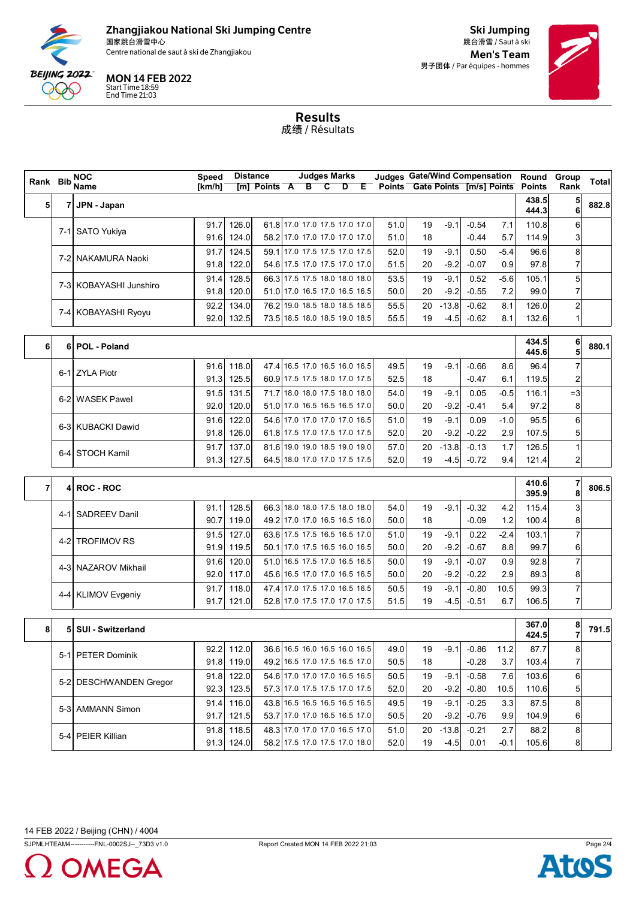# Zhangjiakou National Ski Jumping Centre

国家跳台滑雪中心
Centre national de saut à ski de Zhangjiakou

**MON 14 FEB 2022**
Start Time 18:59
End Time 21:03

## Ski Jumping

跳台滑雪 / Saut à ski

**Men's Team**
男子团体 / Par équipes - hommes

## Results

成绩 / Résultats

| Rank | Bib | NOC Name | Speed [km/h] | Distance [m] | Distance Points | A | B | C | D | E | Judges Points | Gate | Gate Points | Wind [m/s] | Wind Points | Round Points | Group Rank | Total |
|---|---|---|---|---|---|---|---|---|---|---|---|---|---|---|---|---|---|---|
| 5 | 7 | JPN - Japan | | | | | | | | | | | | | | 438.5 / 444.3 | 5 / 6 | 882.8 |
| | 7-1 | SATO Yukiya | 91.7 | 126.0 | 61.8 | 17.0 | 17.0 | 17.5 | 17.0 | 17.0 | 51.0 | 19 | -9.1 | -0.54 | 7.1 | 110.8 | 6 | |
| | | | 91.6 | 124.0 | 58.2 | 17.0 | 17.0 | 17.0 | 17.0 | 17.0 | 51.0 | 18 | | -0.44 | 5.7 | 114.9 | 3 | |
| | 7-2 | NAKAMURA Naoki | 91.7 | 124.5 | 59.1 | 17.0 | 17.5 | 17.5 | 17.0 | 17.5 | 52.0 | 19 | -9.1 | 0.50 | -5.4 | 96.6 | 8 | |
| | | | 91.8 | 122.0 | 54.6 | 17.5 | 17.0 | 17.5 | 17.0 | 17.0 | 51.5 | 20 | -9.2 | -0.07 | 0.9 | 97.8 | 7 | |
| | 7-3 | KOBAYASHI Junshiro | 91.4 | 128.5 | 66.3 | 17.5 | 17.5 | 18.0 | 18.0 | 18.0 | 53.5 | 19 | -9.1 | 0.52 | -5.6 | 105.1 | 5 | |
| | | | 91.8 | 120.0 | 51.0 | 17.0 | 16.5 | 17.0 | 16.5 | 16.5 | 50.0 | 20 | -9.2 | -0.55 | 7.2 | 99.0 | 7 | |
| | 7-4 | KOBAYASHI Ryoyu | 92.2 | 134.0 | 76.2 | 19.0 | 18.5 | 18.0 | 18.5 | 18.5 | 55.5 | 20 | -13.8 | -0.62 | 8.1 | 126.0 | 2 | |
| | | | 92.0 | 132.5 | 73.5 | 18.5 | 18.0 | 18.5 | 19.0 | 18.5 | 55.5 | 19 | -4.5 | -0.62 | 8.1 | 132.6 | 1 | |
| 6 | 6 | POL - Poland | | | | | | | | | | | | | | 434.5 / 445.6 | 6 / 5 | 880.1 |
| | 6-1 | ZYLA Piotr | 91.6 | 118.0 | 47.4 | 16.5 | 17.0 | 16.5 | 16.0 | 16.5 | 49.5 | 19 | -9.1 | -0.66 | 8.6 | 96.4 | 7 | |
| | | | 91.3 | 125.5 | 60.9 | 17.5 | 17.5 | 18.0 | 17.0 | 17.5 | 52.5 | 18 | | -0.47 | 6.1 | 119.5 | 2 | |
| | 6-2 | WASEK Pawel | 91.5 | 131.5 | 71.7 | 18.0 | 18.0 | 17.5 | 18.0 | 18.0 | 54.0 | 19 | -9.1 | 0.05 | -0.5 | 116.1 | =3 | |
| | | | 92.0 | 120.0 | 51.0 | 17.0 | 16.5 | 16.5 | 16.5 | 17.0 | 50.0 | 20 | -9.2 | -0.41 | 5.4 | 97.2 | 8 | |
| | 6-3 | KUBACKI Dawid | 91.6 | 122.0 | 54.6 | 17.0 | 17.0 | 17.0 | 17.0 | 16.5 | 51.0 | 19 | -9.1 | 0.09 | -1.0 | 95.5 | 6 | |
| | | | 91.8 | 126.0 | 61.8 | 17.5 | 17.0 | 17.5 | 17.0 | 17.5 | 52.0 | 20 | -9.2 | -0.22 | 2.9 | 107.5 | 5 | |
| | 6-4 | STOCH Kamil | 91.7 | 137.0 | 81.6 | 19.0 | 19.0 | 18.5 | 19.0 | 19.0 | 57.0 | 20 | -13.8 | -0.13 | 1.7 | 126.5 | 1 | |
| | | | 91.3 | 127.5 | 64.5 | 18.0 | 17.0 | 17.0 | 17.5 | 17.5 | 52.0 | 19 | -4.5 | -0.72 | 9.4 | 121.4 | 2 | |
| 7 | 4 | ROC - ROC | | | | | | | | | | | | | | 410.6 / 395.9 | 7 / 8 | 806.5 |
| | 4-1 | SADREEV Danil | 91.1 | 128.5 | 66.3 | 18.0 | 18.0 | 17.5 | 18.0 | 18.0 | 54.0 | 19 | -9.1 | -0.32 | 4.2 | 115.4 | 3 | |
| | | | 90.7 | 119.0 | 49.2 | 17.0 | 17.0 | 16.5 | 16.5 | 16.0 | 50.0 | 18 | | -0.09 | 1.2 | 100.4 | 8 | |
| | 4-2 | TROFIMOV RS | 91.5 | 127.0 | 63.6 | 17.5 | 17.5 | 16.5 | 16.5 | 17.0 | 51.0 | 19 | -9.1 | 0.22 | -2.4 | 103.1 | 7 | |
| | | | 91.9 | 119.5 | 50.1 | 17.0 | 17.5 | 16.5 | 16.0 | 16.5 | 50.0 | 20 | -9.2 | -0.67 | 8.8 | 99.7 | 6 | |
| | 4-3 | NAZAROV Mikhail | 91.6 | 120.0 | 51.0 | 16.5 | 17.5 | 17.0 | 16.5 | 16.5 | 50.0 | 19 | -9.1 | -0.07 | 0.9 | 92.8 | 7 | |
| | | | 92.0 | 117.0 | 45.6 | 16.5 | 17.0 | 17.0 | 16.5 | 16.5 | 50.0 | 20 | -9.2 | -0.22 | 2.9 | 89.3 | 8 | |
| | 4-4 | KLIMOV Evgeniy | 91.7 | 118.0 | 47.4 | 17.0 | 17.5 | 17.0 | 16.5 | 16.5 | 50.5 | 19 | -9.1 | -0.80 | 10.5 | 99.3 | 7 | |
| | | | 91.7 | 121.0 | 52.8 | 17.0 | 17.5 | 17.0 | 17.0 | 17.5 | 51.5 | 19 | -4.5 | -0.51 | 6.7 | 106.5 | 7 | |
| 8 | 5 | SUI - Switzerland | | | | | | | | | | | | | | 367.0 / 424.5 | 8 / 7 | 791.5 |
| | 5-1 | PETER Dominik | 92.2 | 112.0 | 36.6 | 16.5 | 16.0 | 16.5 | 16.0 | 16.5 | 49.0 | 19 | -9.1 | -0.86 | 11.2 | 87.7 | 8 | |
| | | | 91.8 | 119.0 | 49.2 | 16.5 | 17.0 | 17.5 | 16.5 | 17.0 | 50.5 | 18 | | -0.28 | 3.7 | 103.4 | 7 | |
| | 5-2 | DESCHWANDEN Gregor | 91.8 | 122.0 | 54.6 | 17.0 | 17.0 | 17.0 | 16.5 | 16.5 | 50.5 | 19 | -9.1 | -0.58 | 7.6 | 103.6 | 6 | |
| | | | 92.3 | 123.5 | 57.3 | 17.0 | 17.5 | 17.5 | 17.0 | 17.5 | 52.0 | 20 | -9.2 | -0.80 | 10.5 | 110.6 | 5 | |
| | 5-3 | AMMANN Simon | 91.4 | 116.0 | 43.8 | 16.5 | 16.5 | 16.5 | 16.5 | 16.5 | 49.5 | 19 | -9.1 | -0.25 | 3.3 | 87.5 | 8 | |
| | | | 91.7 | 121.5 | 53.7 | 17.0 | 17.0 | 16.5 | 16.5 | 17.0 | 50.5 | 20 | -9.2 | -0.76 | 9.9 | 104.9 | 6 | |
| | 5-4 | PEIER Killian | 91.8 | 118.5 | 48.3 | 17.0 | 17.0 | 17.0 | 16.5 | 17.0 | 51.0 | 20 | -13.8 | -0.21 | 2.7 | 88.2 | 8 | |
| | | | 91.3 | 124.0 | 58.2 | 17.5 | 17.0 | 17.5 | 17.0 | 18.0 | 52.0 | 19 | -4.5 | 0.01 | -0.1 | 105.6 | 8 | |

14 FEB 2022 / Beijing (CHN) / 4004

SJPMLHTEAM4-----------FNL-0002SJ--_73D3 v1.0 — Report Created MON 14 FEB 2022 21:03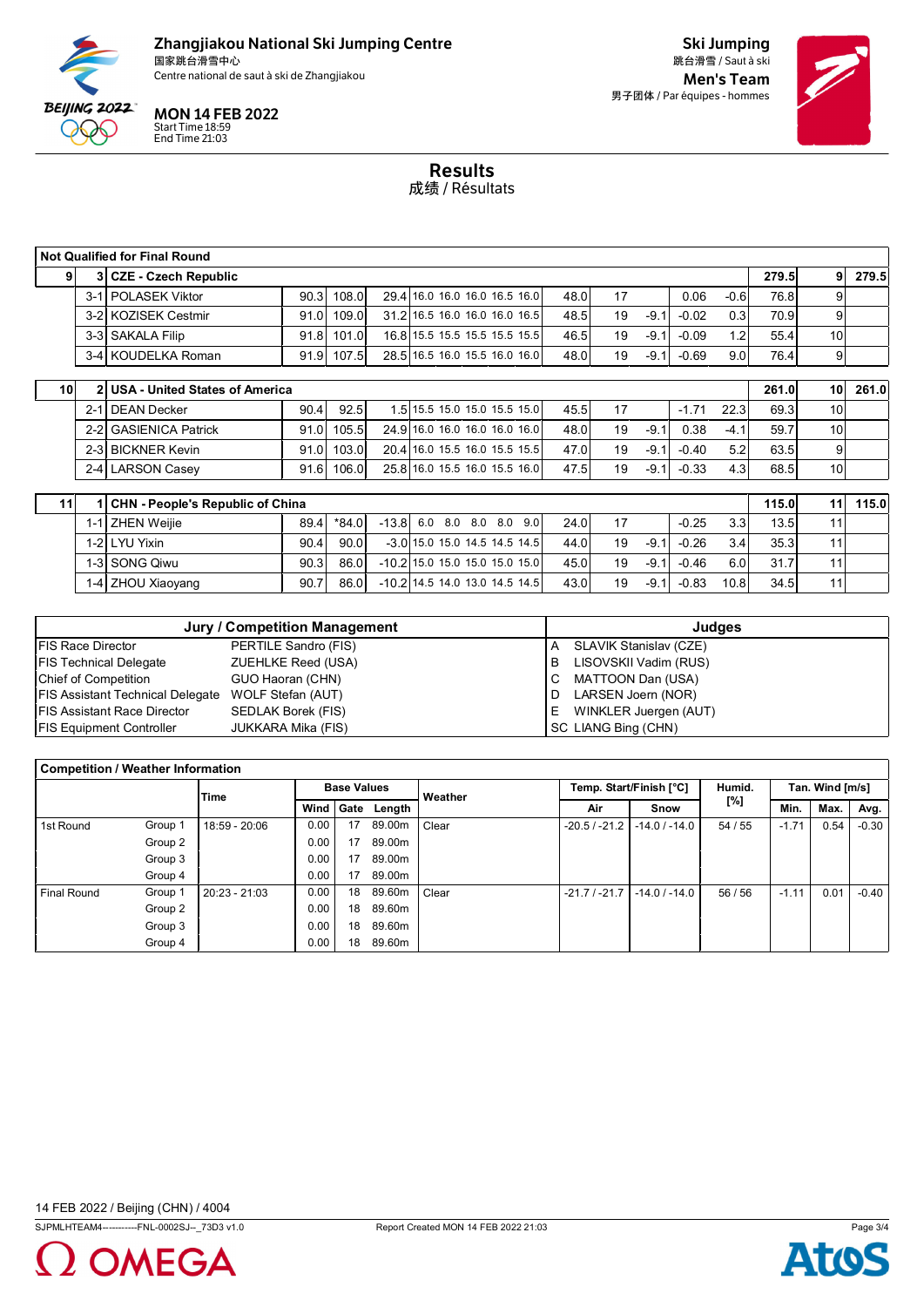# Zhangjiakou National Ski Jumping Centre

国家跳台滑雪中心

Centre national de saut à ski de Zhangjiakou

**MON 14 FEB 2022**
Start Time 18:59
End Time 21:03

**Ski Jumping**
跳台滑雪 / Saut à ski

**Men's Team**
男子团体 / Par équipes - hommes

## Results
成绩 / Résultats

| Not Qualified for Final Round | | | | | | | | | | | | | | | |
|---|---|---|---|---|---|---|---|---|---|---|---|---|---|---|---|
| 9 | 3 | CZE - Czech Republic | | | | | | | | | | | 279.5 | 9 | 279.5 |
| | 3-1 | POLASEK Viktor | 90.3 | 108.0 | 29.4 | 16.0 16.0 16.0 16.5 16.0 | 48.0 | 17 | | 0.06 | -0.6 | 76.8 | 9 | |
| | 3-2 | KOZISEK Cestmir | 91.0 | 109.0 | 31.2 | 16.5 16.0 16.0 16.0 16.5 | 48.5 | 19 | -9.1 | -0.02 | 0.3 | 70.9 | 9 | |
| | 3-3 | SAKALA Filip | 91.8 | 101.0 | 16.8 | 15.5 15.5 15.5 15.5 15.5 | 46.5 | 19 | -9.1 | -0.09 | 1.2 | 55.4 | 10 | |
| | 3-4 | KOUDELKA Roman | 91.9 | 107.5 | 28.5 | 16.5 16.0 15.5 16.0 16.0 | 48.0 | 19 | -9.1 | -0.69 | 9.0 | 76.4 | 9 | |
| 10 | 2 | USA - United States of America | | | | | | | | | | | 261.0 | 10 | 261.0 |
| | 2-1 | DEAN Decker | 90.4 | 92.5 | 1.5 | 15.5 15.0 15.0 15.5 15.0 | 45.5 | 17 | | -1.71 | 22.3 | 69.3 | 10 | |
| | 2-2 | GASIENICA Patrick | 91.0 | 105.5 | 24.9 | 16.0 16.0 16.0 16.0 16.0 | 48.0 | 19 | -9.1 | 0.38 | -4.1 | 59.7 | 10 | |
| | 2-3 | BICKNER Kevin | 91.0 | 103.0 | 20.4 | 16.0 15.5 16.0 15.5 15.5 | 47.0 | 19 | -9.1 | -0.40 | 5.2 | 63.5 | 9 | |
| | 2-4 | LARSON Casey | 91.6 | 106.0 | 25.8 | 16.0 15.5 16.0 15.5 16.0 | 47.5 | 19 | -9.1 | -0.33 | 4.3 | 68.5 | 10 | |
| 11 | 1 | CHN - People's Republic of China | | | | | | | | | | | 115.0 | 11 | 115.0 |
| | 1-1 | ZHEN Weijie | 89.4 | *84.0 | -13.8 | 6.0 8.0 8.0 8.0 9.0 | 24.0 | 17 | | -0.25 | 3.3 | 13.5 | 11 | |
| | 1-2 | LYU Yixin | 90.4 | 90.0 | -3.0 | 15.0 15.0 14.5 14.5 14.5 | 44.0 | 19 | -9.1 | -0.26 | 3.4 | 35.3 | 11 | |
| | 1-3 | SONG Qiwu | 90.3 | 86.0 | -10.2 | 15.0 15.0 15.0 15.0 15.0 | 45.0 | 19 | -9.1 | -0.46 | 6.0 | 31.7 | 11 | |
| | 1-4 | ZHOU Xiaoyang | 90.7 | 86.0 | -10.2 | 14.5 14.0 13.0 14.5 14.5 | 43.0 | 19 | -9.1 | -0.83 | 10.8 | 34.5 | 11 | |

| Jury / Competition Management | | Judges | |
|---|---|---|---|
| FIS Race Director | PERTILE Sandro (FIS) | A | SLAVIK Stanislav (CZE) |
| FIS Technical Delegate | ZUEHLKE Reed (USA) | B | LISOVSKII Vadim (RUS) |
| Chief of Competition | GUO Haoran (CHN) | C | MATTOON Dan (USA) |
| FIS Assistant Technical Delegate | WOLF Stefan (AUT) | D | LARSEN Joern (NOR) |
| FIS Assistant Race Director | SEDLAK Borek (FIS) | E | WINKLER Juergen (AUT) |
| FIS Equipment Controller | JUKKARA Mika (FIS) | SC | LIANG Bing (CHN) |

| Competition / Weather Information | | | | | | | | | | | | |
|---|---|---|---|---|---|---|---|---|---|---|---|---|
| | | Time | Base Values | | | Weather | Temp. Start/Finish [°C] | | Humid. [%] | Tan. Wind [m/s] | | |
| | | | Wind | Gate | Length | | Air | Snow | | Min. | Max. | Avg. |
| 1st Round | Group 1 | 18:59 - 20:06 | 0.00 | 17 | 89.00m | Clear | -20.5 / -21.2 | -14.0 / -14.0 | 54 / 55 | -1.71 | 0.54 | -0.30 |
| | Group 2 | | 0.00 | 17 | 89.00m | | | | | | | |
| | Group 3 | | 0.00 | 17 | 89.00m | | | | | | | |
| | Group 4 | | 0.00 | 17 | 89.00m | | | | | | | |
| Final Round | Group 1 | 20:23 - 21:03 | 0.00 | 18 | 89.60m | Clear | -21.7 / -21.7 | -14.0 / -14.0 | 56 / 56 | -1.11 | 0.01 | -0.40 |
| | Group 2 | | 0.00 | 18 | 89.60m | | | | | | | |
| | Group 3 | | 0.00 | 18 | 89.60m | | | | | | | |
| | Group 4 | | 0.00 | 18 | 89.60m | | | | | | | |

14 FEB 2022 / Beijing (CHN) / 4004

SJPMLHTEAM4-----------FNL-0002SJ--_73D3 v1.0 Report Created MON 14 FEB 2022 21:03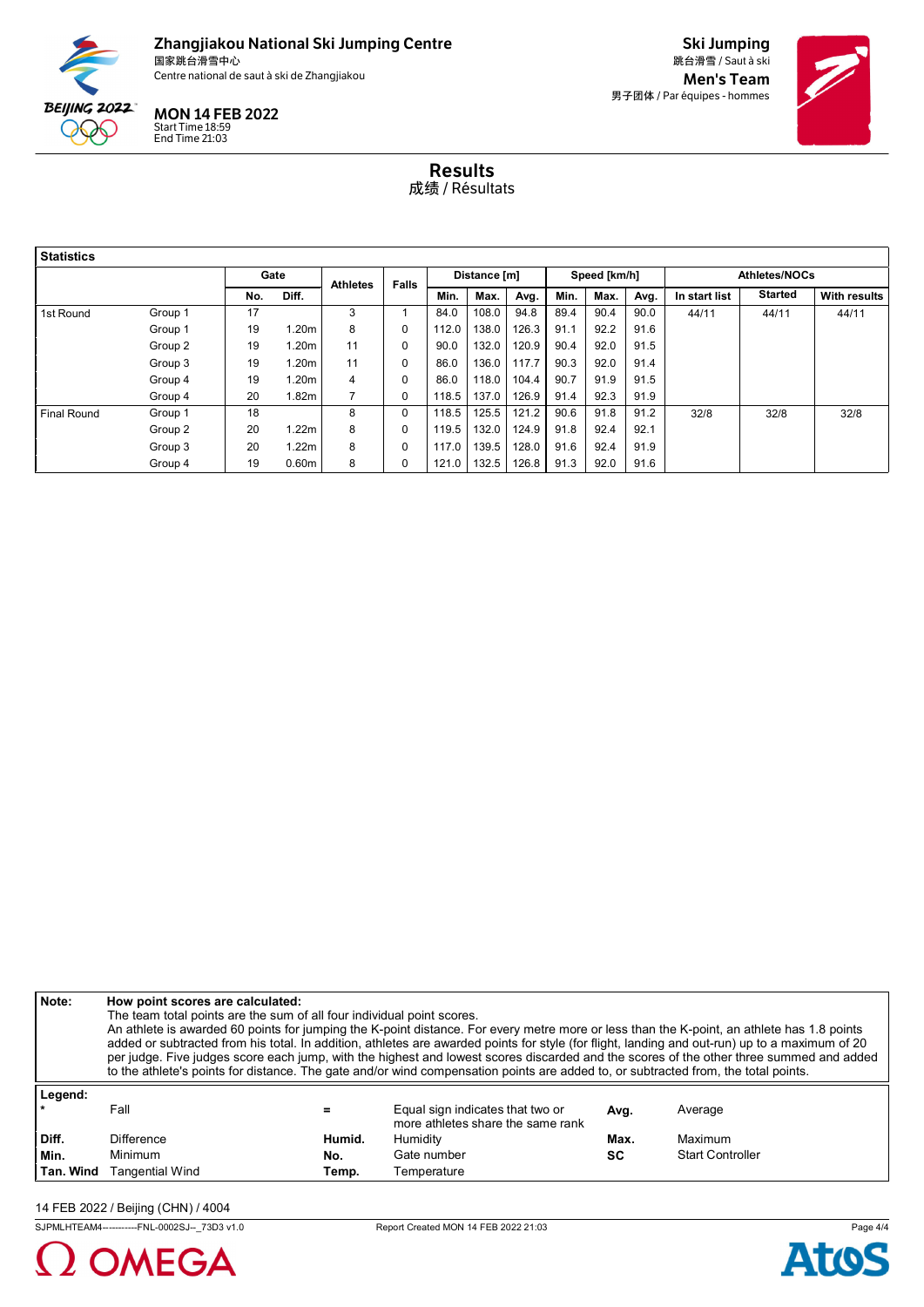Zhangjiakou National Ski Jumping Centre
国家跳台滑雪中心
Centre national de saut à ski de Zhangjiakou

MON 14 FEB 2022
Start Time 18:59
End Time 21:03

Ski Jumping
跳台滑雪 / Saut à ski
Men's Team
男子团体 / Par équipes - hommes

# Results
成绩 / Résultats

## Statistics

| | | Gate | | Athletes | Falls | Distance [m] | | | Speed [km/h] | | | Athletes/NOCs | | |
|---|---|---|---|---|---|---|---|---|---|---|---|---|---|---|
| | | No. | Diff. | | | Min. | Max. | Avg. | Min. | Max. | Avg. | In start list | Started | With results |
| 1st Round | Group 1 | 17 | | 3 | 1 | 84.0 | 108.0 | 94.8 | 89.4 | 90.4 | 90.0 | 44/11 | 44/11 | 44/11 |
| | Group 1 | 19 | 1.20m | 8 | 0 | 112.0 | 138.0 | 126.3 | 91.1 | 92.2 | 91.6 | | | |
| | Group 2 | 19 | 1.20m | 11 | 0 | 90.0 | 132.0 | 120.9 | 90.4 | 92.0 | 91.5 | | | |
| | Group 3 | 19 | 1.20m | 11 | 0 | 86.0 | 136.0 | 117.7 | 90.3 | 92.0 | 91.4 | | | |
| | Group 4 | 19 | 1.20m | 4 | 0 | 86.0 | 118.0 | 104.4 | 90.7 | 91.9 | 91.5 | | | |
| | Group 4 | 20 | 1.82m | 7 | 0 | 118.5 | 137.0 | 126.9 | 91.4 | 92.3 | 91.9 | | | |
| Final Round | Group 1 | 18 | | 8 | 0 | 118.5 | 125.5 | 121.2 | 90.6 | 91.8 | 91.2 | 32/8 | 32/8 | 32/8 |
| | Group 2 | 20 | 1.22m | 8 | 0 | 119.5 | 132.0 | 124.9 | 91.8 | 92.4 | 92.1 | | | |
| | Group 3 | 20 | 1.22m | 8 | 0 | 117.0 | 139.5 | 128.0 | 91.6 | 92.4 | 91.9 | | | |
| | Group 4 | 19 | 0.60m | 8 | 0 | 121.0 | 132.5 | 126.8 | 91.3 | 92.0 | 91.6 | | | |

**Note:** **How point scores are calculated:**
The team total points are the sum of all four individual point scores.
An athlete is awarded 60 points for jumping the K-point distance. For every metre more or less than the K-point, an athlete has 1.8 points added or subtracted from his total. In addition, athletes are awarded points for style (for flight, landing and out-run) up to a maximum of 20 per judge. Five judges score each jump, with the highest and lowest scores discarded and the scores of the other three summed and added to the athlete's points for distance. The gate and/or wind compensation points are added to, or subtracted from, the total points.

**Legend:**

| | | | | | |
|---|---|---|---|---|---|
| * | Fall | = | Equal sign indicates that two or more athletes share the same rank | **Avg.** | Average |
| **Diff.** | Difference | **Humid.** | Humidity | **Max.** | Maximum |
| **Min.** | Minimum | **No.** | Gate number | **SC** | Start Controller |
| **Tan. Wind** | Tangential Wind | **Temp.** | Temperature | | |

14 FEB 2022 / Beijing (CHN) / 4004

SJPMLHTEAM4-----------FNL-0002SJ--_73D3 v1.0 Report Created MON 14 FEB 2022 21:03